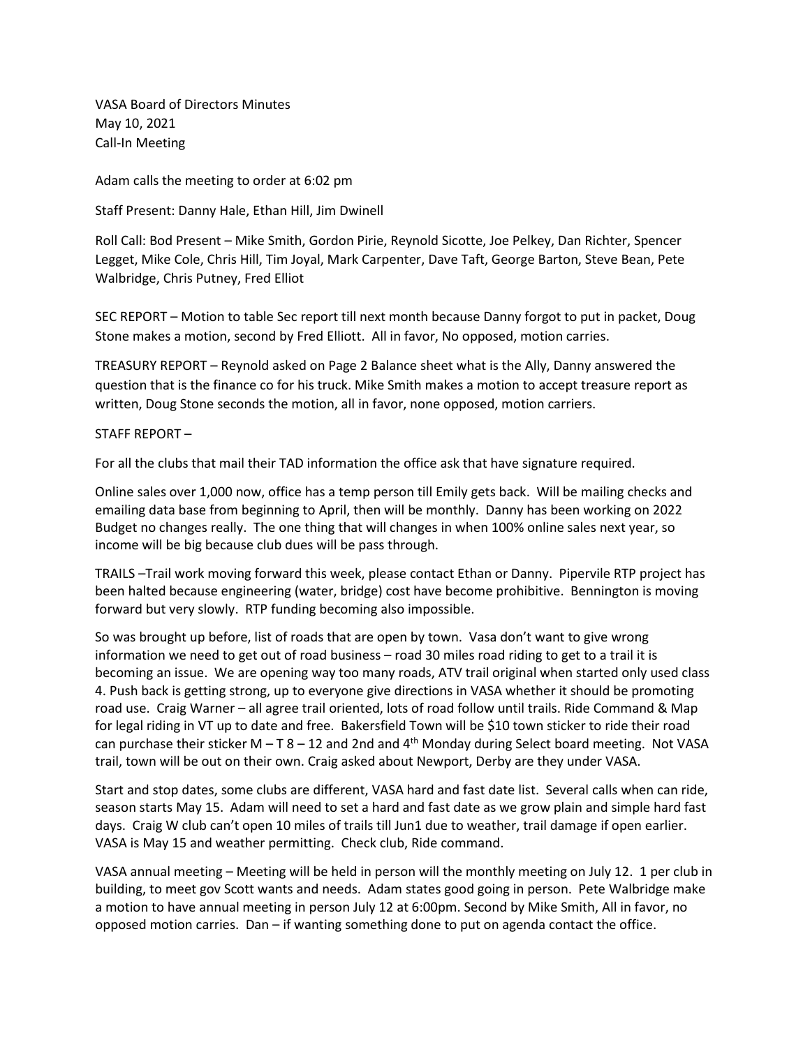VASA Board of Directors Minutes
May 10, 2021
Call-In Meeting

Adam calls the meeting to order at 6:02 pm

Staff Present: Danny Hale, Ethan Hill, Jim Dwinell

Roll Call: Bod Present – Mike Smith, Gordon Pirie, Reynold Sicotte, Joe Pelkey, Dan Richter, Spencer Legget, Mike Cole, Chris Hill, Tim Joyal, Mark Carpenter, Dave Taft, George Barton, Steve Bean, Pete Walbridge, Chris Putney, Fred Elliot

SEC REPORT – Motion to table Sec report till next month because Danny forgot to put in packet, Doug Stone makes a motion, second by Fred Elliott. All in favor, No opposed, motion carries.

TREASURY REPORT – Reynold asked on Page 2 Balance sheet what is the Ally, Danny answered the question that is the finance co for his truck. Mike Smith makes a motion to accept treasure report as written, Doug Stone seconds the motion, all in favor, none opposed, motion carriers.

STAFF REPORT –

For all the clubs that mail their TAD information the office ask that have signature required.

Online sales over 1,000 now, office has a temp person till Emily gets back. Will be mailing checks and emailing data base from beginning to April, then will be monthly. Danny has been working on 2022 Budget no changes really. The one thing that will changes in when 100% online sales next year, so income will be big because club dues will be pass through.

TRAILS –Trail work moving forward this week, please contact Ethan or Danny. Pipervile RTP project has been halted because engineering (water, bridge) cost have become prohibitive. Bennington is moving forward but very slowly. RTP funding becoming also impossible.

So was brought up before, list of roads that are open by town. Vasa don't want to give wrong information we need to get out of road business – road 30 miles road riding to get to a trail it is becoming an issue. We are opening way too many roads, ATV trail original when started only used class 4. Push back is getting strong, up to everyone give directions in VASA whether it should be promoting road use. Craig Warner – all agree trail oriented, lots of road follow until trails. Ride Command & Map for legal riding in VT up to date and free. Bakersfield Town will be $10 town sticker to ride their road can purchase their sticker M – T 8 – 12 and 2nd and 4th Monday during Select board meeting. Not VASA trail, town will be out on their own. Craig asked about Newport, Derby are they under VASA.

Start and stop dates, some clubs are different, VASA hard and fast date list. Several calls when can ride, season starts May 15. Adam will need to set a hard and fast date as we grow plain and simple hard fast days. Craig W club can't open 10 miles of trails till Jun1 due to weather, trail damage if open earlier. VASA is May 15 and weather permitting. Check club, Ride command.

VASA annual meeting – Meeting will be held in person will the monthly meeting on July 12. 1 per club in building, to meet gov Scott wants and needs. Adam states good going in person. Pete Walbridge make a motion to have annual meeting in person July 12 at 6:00pm. Second by Mike Smith, All in favor, no opposed motion carries. Dan – if wanting something done to put on agenda contact the office.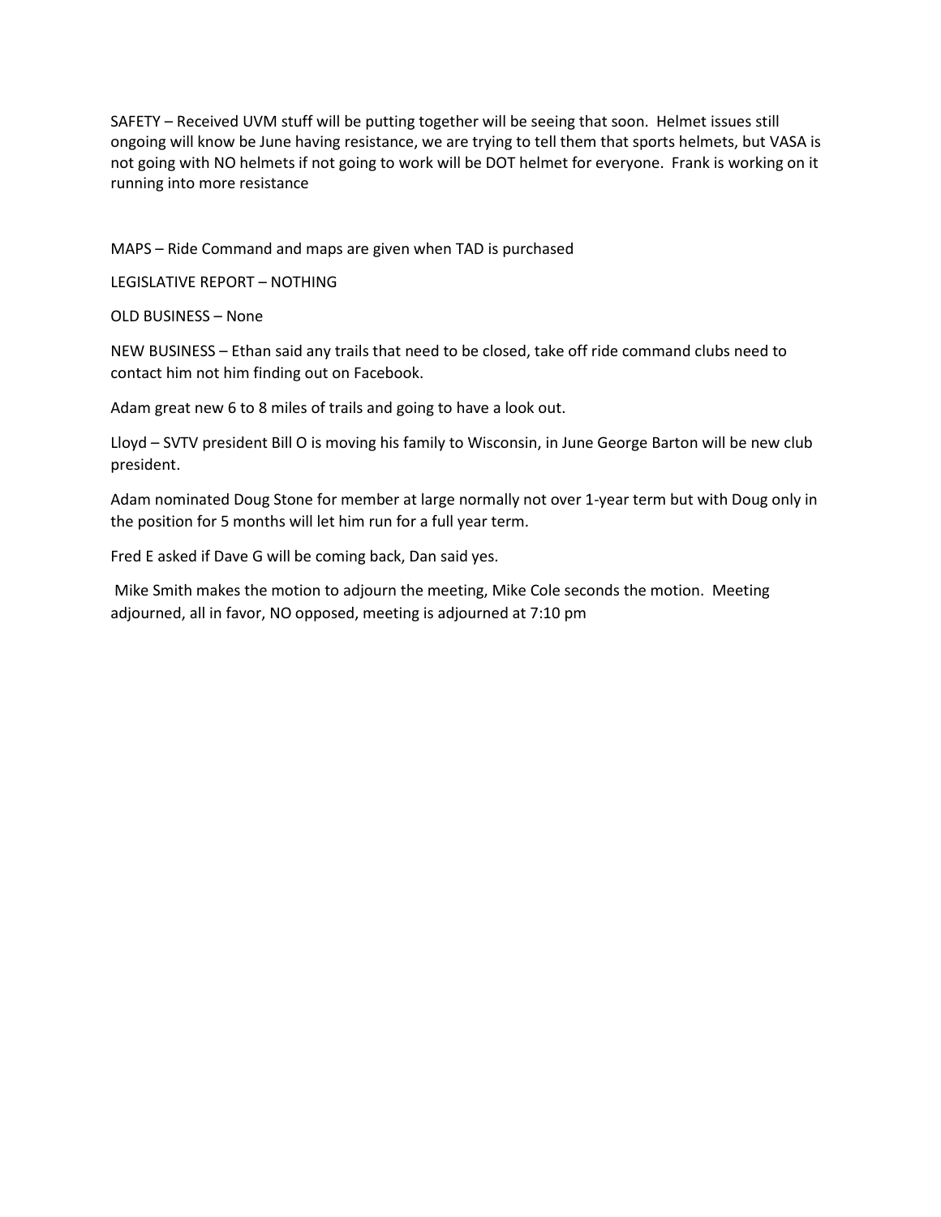SAFETY – Received UVM stuff will be putting together will be seeing that soon. Helmet issues still ongoing will know be June having resistance, we are trying to tell them that sports helmets, but VASA is not going with NO helmets if not going to work will be DOT helmet for everyone. Frank is working on it running into more resistance

MAPS – Ride Command and maps are given when TAD is purchased

LEGISLATIVE REPORT – NOTHING

OLD BUSINESS – None

NEW BUSINESS – Ethan said any trails that need to be closed, take off ride command clubs need to contact him not him finding out on Facebook.

Adam great new 6 to 8 miles of trails and going to have a look out.

Lloyd – SVTV president Bill O is moving his family to Wisconsin, in June George Barton will be new club president.

Adam nominated Doug Stone for member at large normally not over 1-year term but with Doug only in the position for 5 months will let him run for a full year term.

Fred E asked if Dave G will be coming back, Dan said yes.

Mike Smith makes the motion to adjourn the meeting, Mike Cole seconds the motion. Meeting adjourned, all in favor, NO opposed, meeting is adjourned at 7:10 pm